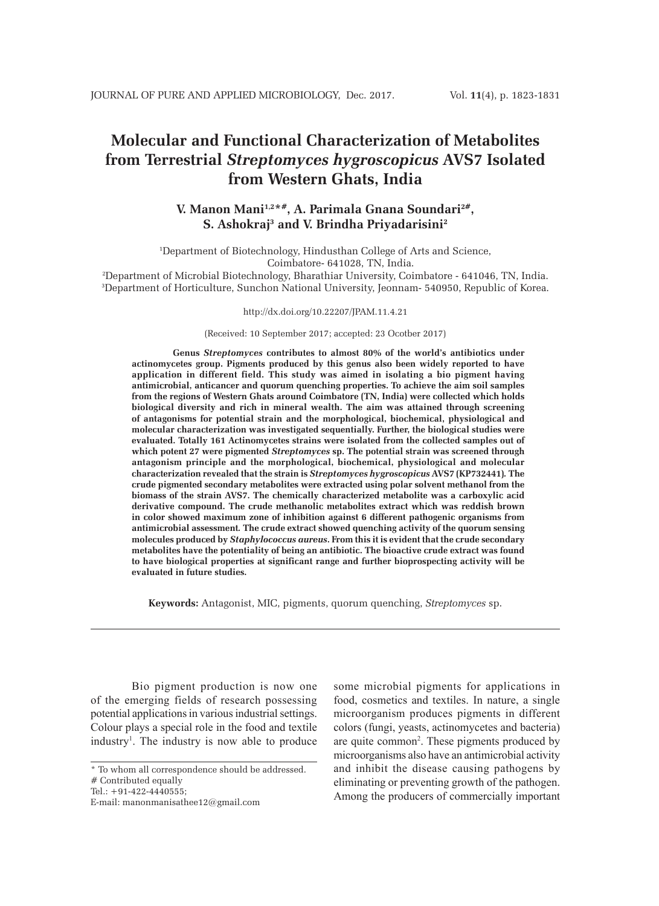# Molecular and Functional Characterization of Metabolites from Terrestrial *Streptomyces hygroscopicus* AVS7 Isolated from Western Ghats, India

**V. Manon Mani[1,2*#], A. Parimala Gnana Soundari[2#], S. Ashokraj[3] and V. Brindha Priyadarisini[2]**

[1]Department of Biotechnology, Hindusthan College of Arts and Science, Coimbatore- 641028, TN, India.
[2]Department of Microbial Biotechnology, Bharathiar University, Coimbatore - 641046, TN, India.
[3]Department of Horticulture, Sunchon National University, Jeonnam- 540950, Republic of Korea.

http://dx.doi.org/10.22207/JPAM.11.4.21

(Received: 10 September 2017; accepted: 23 Ocotber 2017)

**Genus *Streptomyces* contributes to almost 80% of the world's antibiotics under actinomycetes group. Pigments produced by this genus also been widely reported to have application in different field. This study was aimed in isolating a bio pigment having antimicrobial, anticancer and quorum quenching properties. To achieve the aim soil samples from the regions of Western Ghats around Coimbatore (TN, India) were collected which holds biological diversity and rich in mineral wealth. The aim was attained through screening of antagonisms for potential strain and the morphological, biochemical, physiological and molecular characterization was investigated sequentially. Further, the biological studies were evaluated. Totally 161 Actinomycetes strains were isolated from the collected samples out of which potent 27 were pigmented *Streptomyces* sp. The potential strain was screened through antagonism principle and the morphological, biochemical, physiological and molecular characterization revealed that the strain is *Streptomyces hygroscopicus* AVS7 (KP732441). The crude pigmented secondary metabolites were extracted using polar solvent methanol from the biomass of the strain AVS7. The chemically characterized metabolite was a carboxylic acid derivative compound. The crude methanolic metabolites extract which was reddish brown in color showed maximum zone of inhibition against 6 different pathogenic organisms from antimicrobial assessment. The crude extract showed quenching activity of the quorum sensing molecules produced by *Staphylococcus aureus*. From this it is evident that the crude secondary metabolites have the potentiality of being an antibiotic. The bioactive crude extract was found to have biological properties at significant range and further bioprospecting activity will be evaluated in future studies.**

**Keywords:** Antagonist, MIC, pigments, quorum quenching, *Streptomyces* sp.

---

Bio pigment production is now one of the emerging fields of research possessing potential applications in various industrial settings. Colour plays a special role in the food and textile industry[1]. The industry is now able to produce some microbial pigments for applications in food, cosmetics and textiles. In nature, a single microorganism produces pigments in different colors (fungi, yeasts, actinomycetes and bacteria) are quite common[2]. These pigments produced by microorganisms also have an antimicrobial activity and inhibit the disease causing pathogens by eliminating or preventing growth of the pathogen. Among the producers of commercially important

---

\* To whom all correspondence should be addressed.
\# Contributed equally
Tel.: +91-422-4440555;
E-mail: manonmanisathee12@gmail.com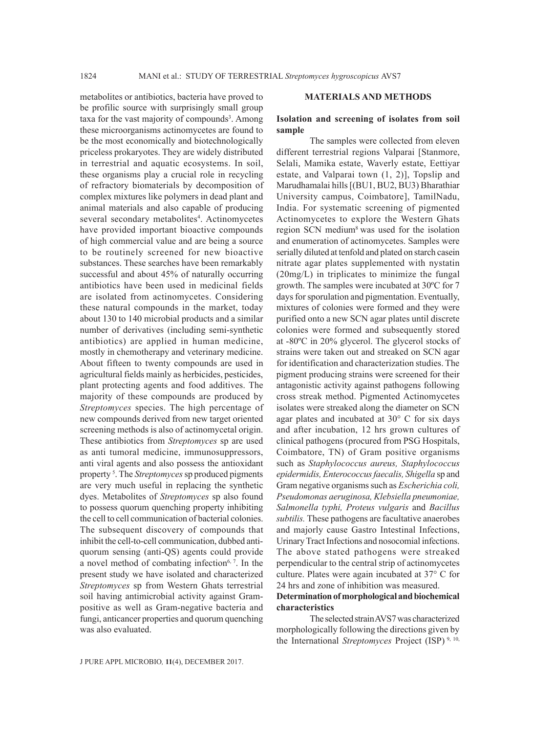metabolites or antibiotics, bacteria have proved to be profilic source with surprisingly small group taxa for the vast majority of compounds[3]. Among these microorganisms actinomycetes are found to be the most economically and biotechnologically priceless prokaryotes. They are widely distributed in terrestrial and aquatic ecosystems. In soil, these organisms play a crucial role in recycling of refractory biomaterials by decomposition of complex mixtures like polymers in dead plant and animal materials and also capable of producing several secondary metabolites[4]. Actinomycetes have provided important bioactive compounds of high commercial value and are being a source to be routinely screened for new bioactive substances. These searches have been remarkably successful and about 45% of naturally occurring antibiotics have been used in medicinal fields are isolated from actinomycetes. Considering these natural compounds in the market, today about 130 to 140 microbial products and a similar number of derivatives (including semi-synthetic antibiotics) are applied in human medicine, mostly in chemotherapy and veterinary medicine. About fifteen to twenty compounds are used in agricultural fields mainly as herbicides, pesticides, plant protecting agents and food additives. The majority of these compounds are produced by *Streptomyces* species. The high percentage of new compounds derived from new target oriented screening methods is also of actinomycetal origin. These antibiotics from *Streptomyces* sp are used as anti tumoral medicine, immunosuppressors, anti viral agents and also possess the antioxidant property[5]. The *Streptomyces* sp produced pigments are very much useful in replacing the synthetic dyes. Metabolites of *Streptomyces* sp also found to possess quorum quenching property inhibiting the cell to cell communication of bacterial colonies. The subsequent discovery of compounds that inhibit the cell-to-cell communication, dubbed anti-quorum sensing (anti-QS) agents could provide a novel method of combating infection[6, 7]. In the present study we have isolated and characterized *Streptomyces* sp from Western Ghats terrestrial soil having antimicrobial activity against Gram-positive as well as Gram-negative bacteria and fungi, anticancer properties and quorum quenching was also evaluated.

## MATERIALS AND METHODS

### Isolation and screening of isolates from soil sample

The samples were collected from eleven different terrestrial regions Valparai [Stanmore, Selali, Mamika estate, Waverly estate, Eettiyar estate, and Valparai town (1, 2)], Topslip and Marudhamalai hills [(BU1, BU2, BU3) Bharathiar University campus, Coimbatore], TamilNadu, India. For systematic screening of pigmented Actinomycetes to explore the Western Ghats region SCN medium[8] was used for the isolation and enumeration of actinomycetes. Samples were serially diluted at tenfold and plated on starch casein nitrate agar plates supplemented with nystatin (20mg/L) in triplicates to minimize the fungal growth. The samples were incubated at 30ºC for 7 days for sporulation and pigmentation. Eventually, mixtures of colonies were formed and they were purified onto a new SCN agar plates until discrete colonies were formed and subsequently stored at -80ºC in 20% glycerol. The glycerol stocks of strains were taken out and streaked on SCN agar for identification and characterization studies. The pigment producing strains were screened for their antagonistic activity against pathogens following cross streak method. Pigmented Actinomycetes isolates were streaked along the diameter on SCN agar plates and incubated at 30° C for six days and after incubation, 12 hrs grown cultures of clinical pathogens (procured from PSG Hospitals, Coimbatore, TN) of Gram positive organisms such as *Staphylococcus aureus, Staphylococcus epidermidis, Enterococcus faecalis, Shigella* sp and Gram negative organisms such as *Escherichia coli, Pseudomonas aeruginosa, Klebsiella pneumoniae, Salmonella typhi, Proteus vulgaris* and *Bacillus subtilis.* These pathogens are facultative anaerobes and majorly cause Gastro Intestinal Infections, Urinary Tract Infections and nosocomial infections. The above stated pathogens were streaked perpendicular to the central strip of actinomycetes culture. Plates were again incubated at 37° C for 24 hrs and zone of inhibition was measured.

### Determination of morphological and biochemical characteristics

The selected strain AVS7 was characterized morphologically following the directions given by the International *Streptomyces* Project (ISP) [9, 10,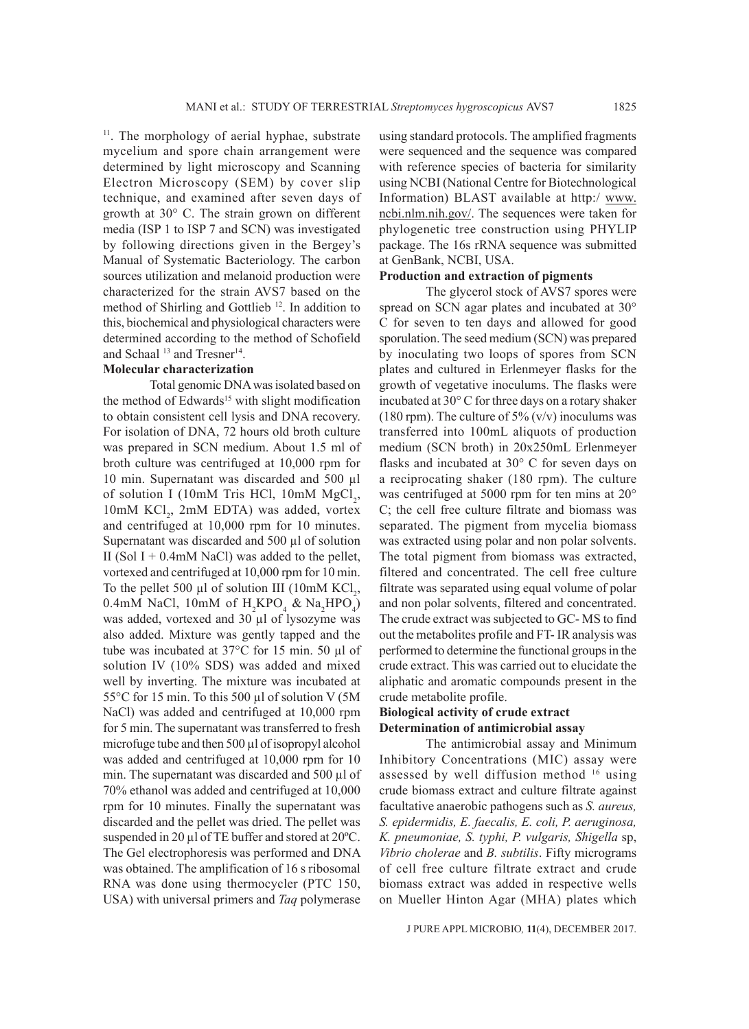[11]. The morphology of aerial hyphae, substrate mycelium and spore chain arrangement were determined by light microscopy and Scanning Electron Microscopy (SEM) by cover slip technique, and examined after seven days of growth at 30° C. The strain grown on different media (ISP 1 to ISP 7 and SCN) was investigated by following directions given in the Bergey's Manual of Systematic Bacteriology. The carbon sources utilization and melanoid production were characterized for the strain AVS7 based on the method of Shirling and Gottlieb [12]. In addition to this, biochemical and physiological characters were determined according to the method of Schofield and Schaal [13] and Tresner[14].

**Molecular characterization**

Total genomic DNA was isolated based on the method of Edwards[15] with slight modification to obtain consistent cell lysis and DNA recovery. For isolation of DNA, 72 hours old broth culture was prepared in SCN medium. About 1.5 ml of broth culture was centrifuged at 10,000 rpm for 10 min. Supernatant was discarded and 500 µl of solution I (10mM Tris HCl, 10mM $MgCl_2$, 10mM $KCl_2$, 2mM EDTA) was added, vortex and centrifuged at 10,000 rpm for 10 minutes. Supernatant was discarded and 500 µl of solution II (Sol I + 0.4mM NaCl) was added to the pellet, vortexed and centrifuged at 10,000 rpm for 10 min. To the pellet 500 µl of solution III (10mM $KCl_2$, 0.4mM NaCl, 10mM of $H_2KPO_4$ & $Na_2HPO_4$) was added, vortexed and 30 µl of lysozyme was also added. Mixture was gently tapped and the tube was incubated at 37°C for 15 min. 50 µl of solution IV (10% SDS) was added and mixed well by inverting. The mixture was incubated at 55°C for 15 min. To this 500 µl of solution V (5M NaCl) was added and centrifuged at 10,000 rpm for 5 min. The supernatant was transferred to fresh microfuge tube and then 500 µl of isopropyl alcohol was added and centrifuged at 10,000 rpm for 10 min. The supernatant was discarded and 500 µl of 70% ethanol was added and centrifuged at 10,000 rpm for 10 minutes. Finally the supernatant was discarded and the pellet was dried. The pellet was suspended in 20 µl of TE buffer and stored at 20ºC. The Gel electrophoresis was performed and DNA was obtained. The amplification of 16 s ribosomal RNA was done using thermocycler (PTC 150, USA) with universal primers and *Taq* polymerase using standard protocols. The amplified fragments were sequenced and the sequence was compared with reference species of bacteria for similarity using NCBI (National Centre for Biotechnological Information) BLAST available at http:/ www.ncbi.nlm.nih.gov/. The sequences were taken for phylogenetic tree construction using PHYLIP package. The 16s rRNA sequence was submitted at GenBank, NCBI, USA.

**Production and extraction of pigments**

The glycerol stock of AVS7 spores were spread on SCN agar plates and incubated at 30° C for seven to ten days and allowed for good sporulation. The seed medium (SCN) was prepared by inoculating two loops of spores from SCN plates and cultured in Erlenmeyer flasks for the growth of vegetative inoculums. The flasks were incubated at 30° C for three days on a rotary shaker (180 rpm). The culture of 5% (v/v) inoculums was transferred into 100mL aliquots of production medium (SCN broth) in 20x250mL Erlenmeyer flasks and incubated at 30° C for seven days on a reciprocating shaker (180 rpm). The culture was centrifuged at 5000 rpm for ten mins at 20° C; the cell free culture filtrate and biomass was separated. The pigment from mycelia biomass was extracted using polar and non polar solvents. The total pigment from biomass was extracted, filtered and concentrated. The cell free culture filtrate was separated using equal volume of polar and non polar solvents, filtered and concentrated. The crude extract was subjected to GC- MS to find out the metabolites profile and FT- IR analysis was performed to determine the functional groups in the crude extract. This was carried out to elucidate the aliphatic and aromatic compounds present in the crude metabolite profile.

**Biological activity of crude extract**

**Determination of antimicrobial assay**

The antimicrobial assay and Minimum Inhibitory Concentrations (MIC) assay were assessed by well diffusion method [16] using crude biomass extract and culture filtrate against facultative anaerobic pathogens such as *S. aureus, S. epidermidis, E. faecalis, E. coli, P. aeruginosa, K. pneumoniae, S. typhi, P. vulgaris, Shigella* sp, *Vibrio cholerae* and *B. subtilis*. Fifty micrograms of cell free culture filtrate extract and crude biomass extract was added in respective wells on Mueller Hinton Agar (MHA) plates which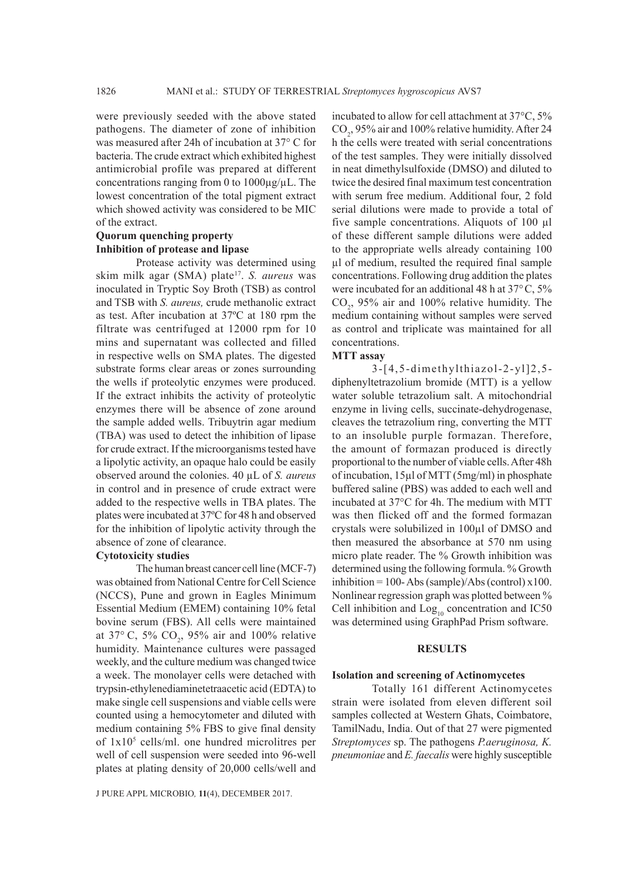were previously seeded with the above stated pathogens. The diameter of zone of inhibition was measured after 24h of incubation at 37° C for bacteria. The crude extract which exhibited highest antimicrobial profile was prepared at different concentrations ranging from 0 to 1000µg/µL. The lowest concentration of the total pigment extract which showed activity was considered to be MIC of the extract.

### Quorum quenching property

### Inhibition of protease and lipase

Protease activity was determined using skim milk agar (SMA) plate[17]. *S. aureus* was inoculated in Tryptic Soy Broth (TSB) as control and TSB with *S. aureus,* crude methanolic extract as test. After incubation at 37ºC at 180 rpm the filtrate was centrifuged at 12000 rpm for 10 mins and supernatant was collected and filled in respective wells on SMA plates. The digested substrate forms clear areas or zones surrounding the wells if proteolytic enzymes were produced. If the extract inhibits the activity of proteolytic enzymes there will be absence of zone around the sample added wells. Tribuytrin agar medium (TBA) was used to detect the inhibition of lipase for crude extract. If the microorganisms tested have a lipolytic activity, an opaque halo could be easily observed around the colonies. 40 µL of *S. aureus* in control and in presence of crude extract were added to the respective wells in TBA plates. The plates were incubated at 37ºC for 48 h and observed for the inhibition of lipolytic activity through the absence of zone of clearance.

### Cytotoxicity studies

The human breast cancer cell line (MCF-7) was obtained from National Centre for Cell Science (NCCS), Pune and grown in Eagles Minimum Essential Medium (EMEM) containing 10% fetal bovine serum (FBS). All cells were maintained at 37° C, 5% $CO_2$, 95% air and 100% relative humidity. Maintenance cultures were passaged weekly, and the culture medium was changed twice a week. The monolayer cells were detached with trypsin-ethylenediaminetetraacetic acid (EDTA) to make single cell suspensions and viable cells were counted using a hemocytometer and diluted with medium containing 5% FBS to give final density of $1x10^5$ cells/ml. one hundred microlitres per well of cell suspension were seeded into 96-well plates at plating density of 20,000 cells/well and incubated to allow for cell attachment at 37°C, 5% $CO_2$, 95% air and 100% relative humidity. After 24 h the cells were treated with serial concentrations of the test samples. They were initially dissolved in neat dimethylsulfoxide (DMSO) and diluted to twice the desired final maximum test concentration with serum free medium. Additional four, 2 fold serial dilutions were made to provide a total of five sample concentrations. Aliquots of 100 µl of these different sample dilutions were added to the appropriate wells already containing 100 µl of medium, resulted the required final sample concentrations. Following drug addition the plates were incubated for an additional 48 h at 37° C, 5% $CO_2$, 95% air and 100% relative humidity. The medium containing without samples were served as control and triplicate was maintained for all concentrations.

### MTT assay

3-[4,5-dimethylthiazol-2-yl]2,5-diphenyltetrazolium bromide (MTT) is a yellow water soluble tetrazolium salt. A mitochondrial enzyme in living cells, succinate-dehydrogenase, cleaves the tetrazolium ring, converting the MTT to an insoluble purple formazan. Therefore, the amount of formazan produced is directly proportional to the number of viable cells. After 48h of incubation, 15µl of MTT (5mg/ml) in phosphate buffered saline (PBS) was added to each well and incubated at 37°C for 4h. The medium with MTT was then flicked off and the formed formazan crystals were solubilized in 100µl of DMSO and then measured the absorbance at 570 nm using micro plate reader. The % Growth inhibition was determined using the following formula. % Growth inhibition = 100- Abs (sample)/Abs (control) x100. Nonlinear regression graph was plotted between % Cell inhibition and $Log_{10}$ concentration and IC50 was determined using GraphPad Prism software.

## RESULTS

### Isolation and screening of Actinomycetes

Totally 161 different Actinomycetes strain were isolated from eleven different soil samples collected at Western Ghats, Coimbatore, TamilNadu, India. Out of that 27 were pigmented *Streptomyces* sp. The pathogens *P.aeruginosa, K. pneumoniae* and *E. faecalis* were highly susceptible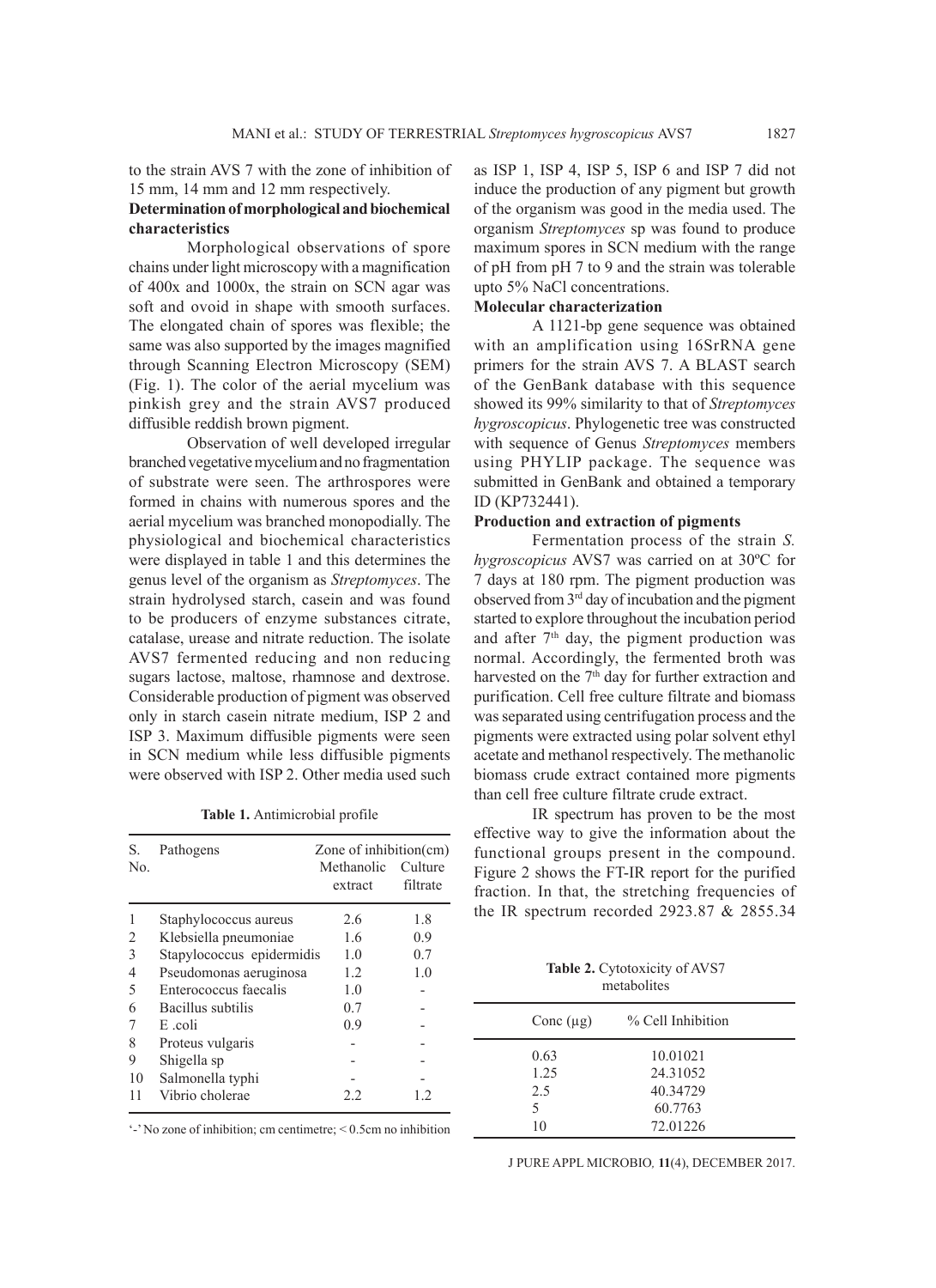to the strain AVS 7 with the zone of inhibition of 15 mm, 14 mm and 12 mm respectively.

**Determination of morphological and biochemical characteristics**

Morphological observations of spore chains under light microscopy with a magnification of 400x and 1000x, the strain on SCN agar was soft and ovoid in shape with smooth surfaces. The elongated chain of spores was flexible; the same was also supported by the images magnified through Scanning Electron Microscopy (SEM) (Fig. 1). The color of the aerial mycelium was pinkish grey and the strain AVS7 produced diffusible reddish brown pigment.

Observation of well developed irregular branched vegetative mycelium and no fragmentation of substrate were seen. The arthrospores were formed in chains with numerous spores and the aerial mycelium was branched monopodially. The physiological and biochemical characteristics were displayed in table 1 and this determines the genus level of the organism as *Streptomyces*. The strain hydrolysed starch, casein and was found to be producers of enzyme substances citrate, catalase, urease and nitrate reduction. The isolate AVS7 fermented reducing and non reducing sugars lactose, maltose, rhamnose and dextrose. Considerable production of pigment was observed only in starch casein nitrate medium, ISP 2 and ISP 3. Maximum diffusible pigments were seen in SCN medium while less diffusible pigments were observed with ISP 2. Other media used such as ISP 1, ISP 4, ISP 5, ISP 6 and ISP 7 did not induce the production of any pigment but growth of the organism was good in the media used. The organism *Streptomyces* sp was found to produce maximum spores in SCN medium with the range of pH from pH 7 to 9 and the strain was tolerable upto 5% NaCl concentrations.

**Table 1.** Antimicrobial profile

| S. No. | Pathogens | Zone of inhibition(cm) | |
|---|---|---|---|
| | | Methanolic extract | Culture filtrate |
| 1 | Staphylococcus aureus | 2.6 | 1.8 |
| 2 | Klebsiella pneumoniae | 1.6 | 0.9 |
| 3 | Stapylococcus epidermidis | 1.0 | 0.7 |
| 4 | Pseudomonas aeruginosa | 1.2 | 1.0 |
| 5 | Enterococcus faecalis | 1.0 | - |
| 6 | Bacillus subtilis | 0.7 | - |
| 7 | E .coli | 0.9 | - |
| 8 | Proteus vulgaris | - | - |
| 9 | Shigella sp | - | - |
| 10 | Salmonella typhi | - | - |
| 11 | Vibrio cholerae | 2.2 | 1.2 |

'-' No zone of inhibition; cm centimetre; < 0.5cm no inhibition

**Molecular characterization**

A 1121-bp gene sequence was obtained with an amplification using 16SrRNA gene primers for the strain AVS 7. A BLAST search of the GenBank database with this sequence showed its 99% similarity to that of *Streptomyces hygroscopicus*. Phylogenetic tree was constructed with sequence of Genus *Streptomyces* members using PHYLIP package. The sequence was submitted in GenBank and obtained a temporary ID (KP732441).

**Production and extraction of pigments**

Fermentation process of the strain *S. hygroscopicus* AVS7 was carried on at 30ºC for 7 days at 180 rpm. The pigment production was observed from 3rd day of incubation and the pigment started to explore throughout the incubation period and after 7th day, the pigment production was normal. Accordingly, the fermented broth was harvested on the 7th day for further extraction and purification. Cell free culture filtrate and biomass was separated using centrifugation process and the pigments were extracted using polar solvent ethyl acetate and methanol respectively. The methanolic biomass crude extract contained more pigments than cell free culture filtrate crude extract.

IR spectrum has proven to be the most effective way to give the information about the functional groups present in the compound. Figure 2 shows the FT-IR report for the purified fraction. In that, the stretching frequencies of the IR spectrum recorded 2923.87 & 2855.34

**Table 2.** Cytotoxicity of AVS7 metabolites

| Conc (µg) | % Cell Inhibition |
|---|---|
| 0.63 | 10.01021 |
| 1.25 | 24.31052 |
| 2.5 | 40.34729 |
| 5 | 60.7763 |
| 10 | 72.01226 |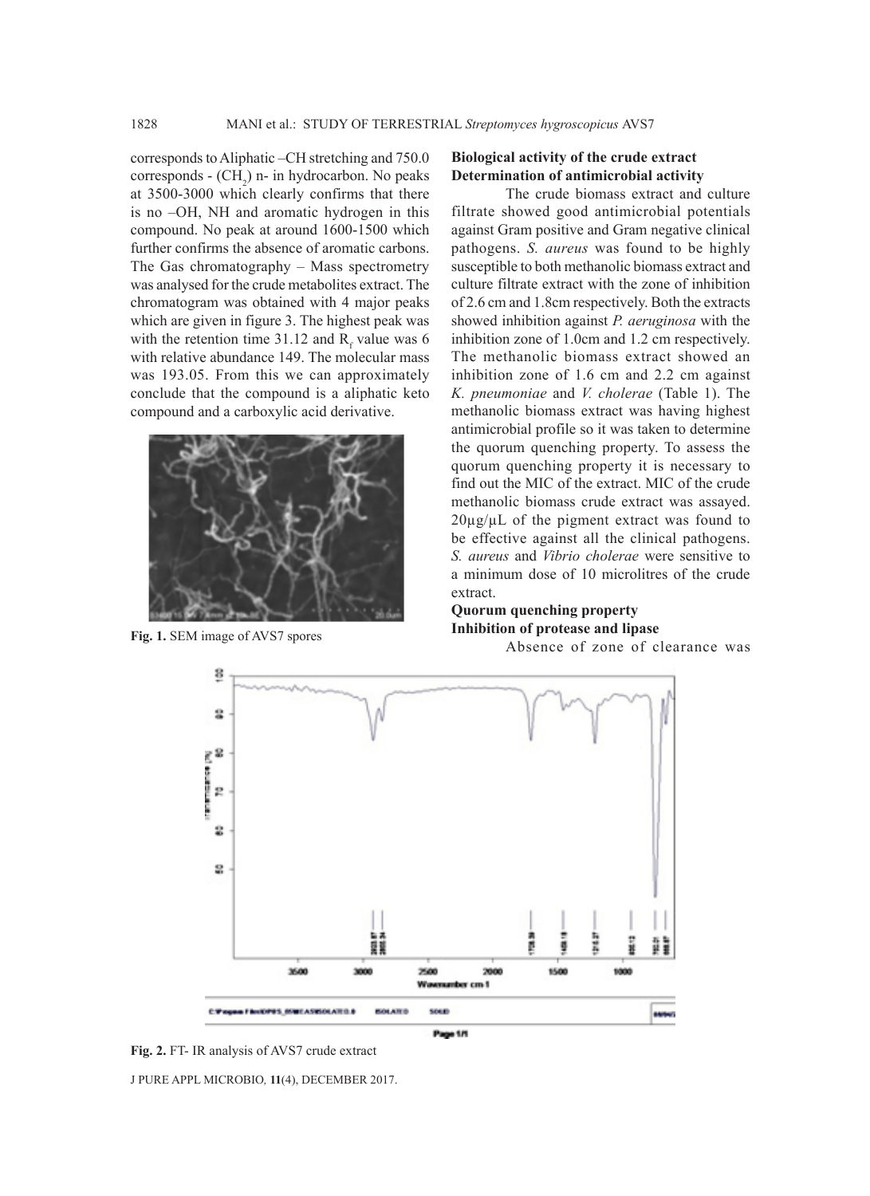corresponds to Aliphatic –CH stretching and 750.0 corresponds - $(CH_2)$ n- in hydrocarbon. No peaks at 3500-3000 which clearly confirms that there is no –OH, NH and aromatic hydrogen in this compound. No peak at around 1600-1500 which further confirms the absence of aromatic carbons. The Gas chromatography – Mass spectrometry was analysed for the crude metabolites extract. The chromatogram was obtained with 4 major peaks which are given in figure 3. The highest peak was with the retention time 31.12 and $R_f$ value was 6 with relative abundance 149. The molecular mass was 193.05. From this we can approximately conclude that the compound is a aliphatic keto compound and a carboxylic acid derivative.

**Fig. 1.** SEM image of AVS7 spores

**Biological activity of the crude extract**
**Determination of antimicrobial activity**

The crude biomass extract and culture filtrate showed good antimicrobial potentials against Gram positive and Gram negative clinical pathogens. *S. aureus* was found to be highly susceptible to both methanolic biomass extract and culture filtrate extract with the zone of inhibition of 2.6 cm and 1.8cm respectively. Both the extracts showed inhibition against *P. aeruginosa* with the inhibition zone of 1.0cm and 1.2 cm respectively. The methanolic biomass extract showed an inhibition zone of 1.6 cm and 2.2 cm against *K. pneumoniae* and *V. cholerae* (Table 1). The methanolic biomass extract was having highest antimicrobial profile so it was taken to determine the quorum quenching property. To assess the quorum quenching property it is necessary to find out the MIC of the extract. MIC of the crude methanolic biomass crude extract was assayed. 20µg/µL of the pigment extract was found to be effective against all the clinical pathogens. *S. aureus* and *Vibrio cholerae* were sensitive to a minimum dose of 10 microlitres of the crude extract.

**Quorum quenching property**
**Inhibition of protease and lipase**

Absence of zone of clearance was

**Fig. 2.** FT- IR analysis of AVS7 crude extract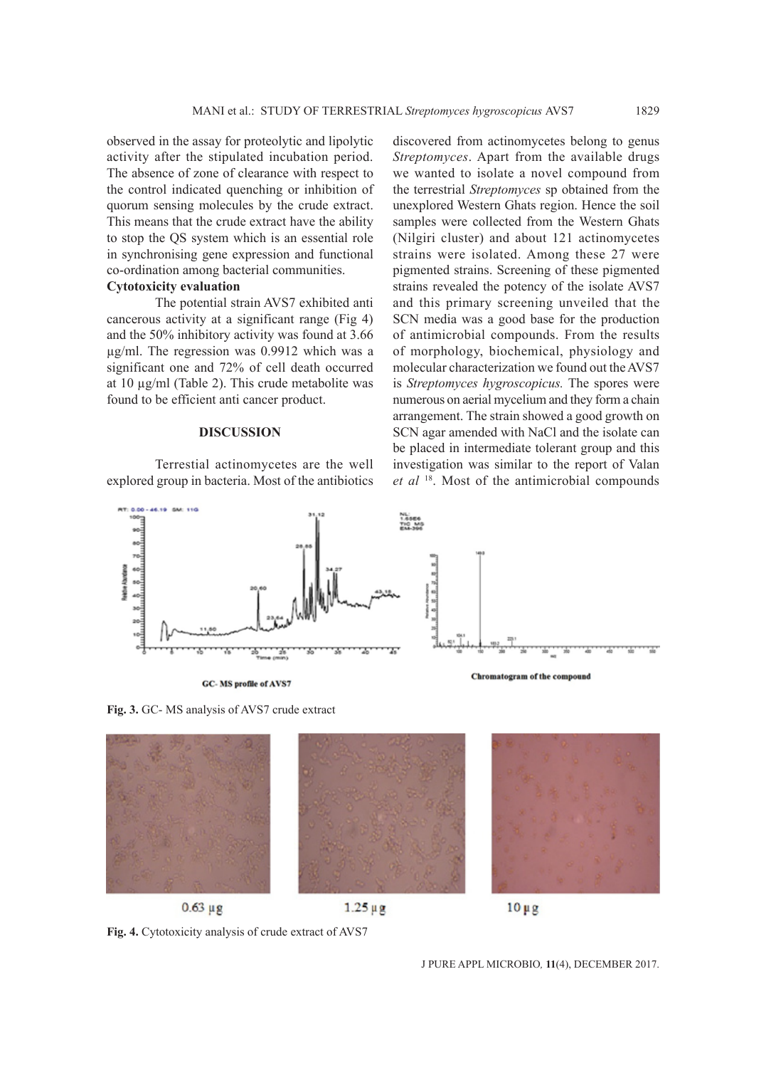observed in the assay for proteolytic and lipolytic activity after the stipulated incubation period. The absence of zone of clearance with respect to the control indicated quenching or inhibition of quorum sensing molecules by the crude extract. This means that the crude extract have the ability to stop the QS system which is an essential role in synchronising gene expression and functional co-ordination among bacterial communities.

**Cytotoxicity evaluation**

The potential strain AVS7 exhibited anti cancerous activity at a significant range (Fig 4) and the 50% inhibitory activity was found at 3.66 µg/ml. The regression was 0.9912 which was a significant one and 72% of cell death occurred at 10 µg/ml (Table 2). This crude metabolite was found to be efficient anti cancer product.

## DISCUSSION

Terrestial actinomycetes are the well explored group in bacteria. Most of the antibiotics discovered from actinomycetes belong to genus *Streptomyces*. Apart from the available drugs we wanted to isolate a novel compound from the terrestrial *Streptomyces* sp obtained from the unexplored Western Ghats region. Hence the soil samples were collected from the Western Ghats (Nilgiri cluster) and about 121 actinomycetes strains were isolated. Among these 27 were pigmented strains. Screening of these pigmented strains revealed the potency of the isolate AVS7 and this primary screening unveiled that the SCN media was a good base for the production of antimicrobial compounds. From the results of morphology, biochemical, physiology and molecular characterization we found out the AVS7 is *Streptomyces hygroscopicus.* The spores were numerous on aerial mycelium and they form a chain arrangement. The strain showed a good growth on SCN agar amended with NaCl and the isolate can be placed in intermediate tolerant group and this investigation was similar to the report of Valan *et al* [18]. Most of the antimicrobial compounds

GC- MS profile of AVS7

Chromatogram of the compound

**Fig. 3.** GC- MS analysis of AVS7 crude extract

0.63 µg

1.25 µg

10 µg

**Fig. 4.** Cytotoxicity analysis of crude extract of AVS7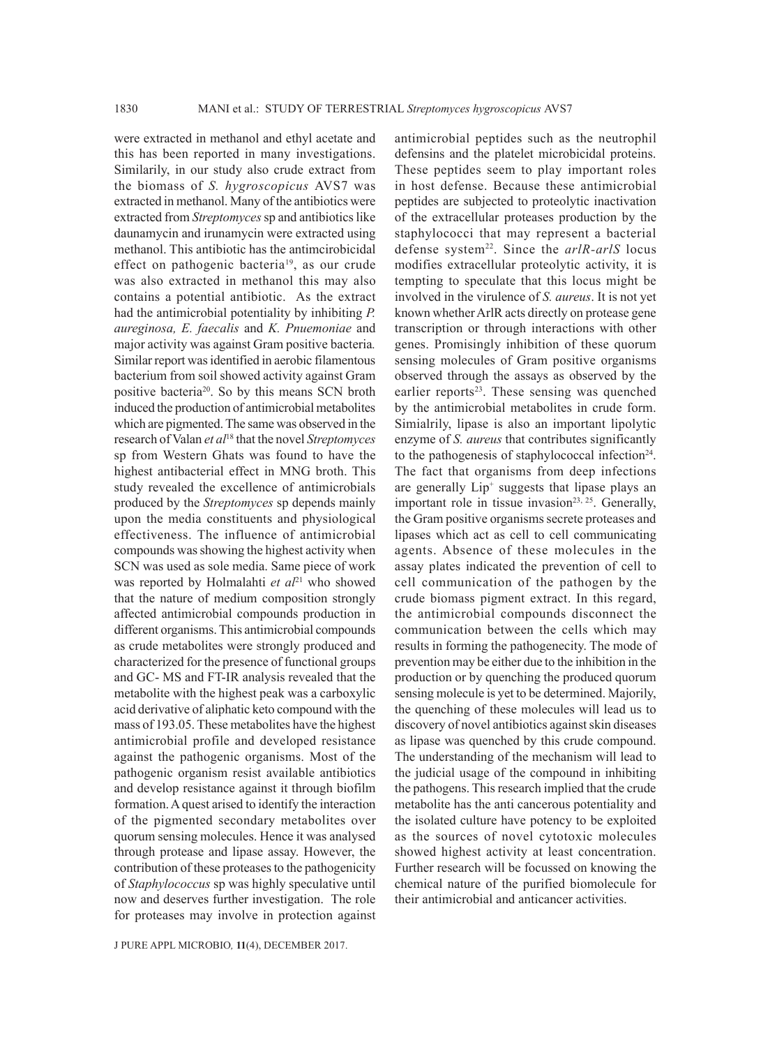were extracted in methanol and ethyl acetate and this has been reported in many investigations. Similarily, in our study also crude extract from the biomass of *S. hygroscopicus* AVS7 was extracted in methanol. Many of the antibiotics were extracted from *Streptomyces* sp and antibiotics like daunamycin and irunamycin were extracted using methanol. This antibiotic has the antimcirobicidal effect on pathogenic bacteria[19], as our crude was also extracted in methanol this may also contains a potential antibiotic. As the extract had the antimicrobial potentiality by inhibiting *P. aureginosa, E. faecalis* and *K. Pnuemoniae* and major activity was against Gram positive bacteria. Similar report was identified in aerobic filamentous bacterium from soil showed activity against Gram positive bacteria[20]. So by this means SCN broth induced the production of antimicrobial metabolites which are pigmented. The same was observed in the research of Valan *et al*[18] that the novel *Streptomyces* sp from Western Ghats was found to have the highest antibacterial effect in MNG broth. This study revealed the excellence of antimicrobials produced by the *Streptomyces* sp depends mainly upon the media constituents and physiological effectiveness. The influence of antimicrobial compounds was showing the highest activity when SCN was used as sole media. Same piece of work was reported by Holmalahti *et al*[21] who showed that the nature of medium composition strongly affected antimicrobial compounds production in different organisms. This antimicrobial compounds as crude metabolites were strongly produced and characterized for the presence of functional groups and GC- MS and FT-IR analysis revealed that the metabolite with the highest peak was a carboxylic acid derivative of aliphatic keto compound with the mass of 193.05. These metabolites have the highest antimicrobial profile and developed resistance against the pathogenic organisms. Most of the pathogenic organism resist available antibiotics and develop resistance against it through biofilm formation. A quest arised to identify the interaction of the pigmented secondary metabolites over quorum sensing molecules. Hence it was analysed through protease and lipase assay. However, the contribution of these proteases to the pathogenicity of *Staphylococcus* sp was highly speculative until now and deserves further investigation. The role for proteases may involve in protection against antimicrobial peptides such as the neutrophil defensins and the platelet microbicidal proteins. These peptides seem to play important roles in host defense. Because these antimicrobial peptides are subjected to proteolytic inactivation of the extracellular proteases production by the staphylococci that may represent a bacterial defense system[22]. Since the *arlR-arlS* locus modifies extracellular proteolytic activity, it is tempting to speculate that this locus might be involved in the virulence of *S. aureus*. It is not yet known whether ArlR acts directly on protease gene transcription or through interactions with other genes. Promisingly inhibition of these quorum sensing molecules of Gram positive organisms observed through the assays as observed by the earlier reports[23]. These sensing was quenched by the antimicrobial metabolites in crude form. Simialrily, lipase is also an important lipolytic enzyme of *S. aureus* that contributes significantly to the pathogenesis of staphylococcal infection[24]. The fact that organisms from deep infections are generally Lip$^{+}$ suggests that lipase plays an important role in tissue invasion[23, 25]. Generally, the Gram positive organisms secrete proteases and lipases which act as cell to cell communicating agents. Absence of these molecules in the assay plates indicated the prevention of cell to cell communication of the pathogen by the crude biomass pigment extract. In this regard, the antimicrobial compounds disconnect the communication between the cells which may results in forming the pathogenecity. The mode of prevention may be either due to the inhibition in the production or by quenching the produced quorum sensing molecule is yet to be determined. Majorily, the quenching of these molecules will lead us to discovery of novel antibiotics against skin diseases as lipase was quenched by this crude compound. The understanding of the mechanism will lead to the judicial usage of the compound in inhibiting the pathogens. This research implied that the crude metabolite has the anti cancerous potentiality and the isolated culture have potency to be exploited as the sources of novel cytotoxic molecules showed highest activity at least concentration. Further research will be focussed on knowing the chemical nature of the purified biomolecule for their antimicrobial and anticancer activities.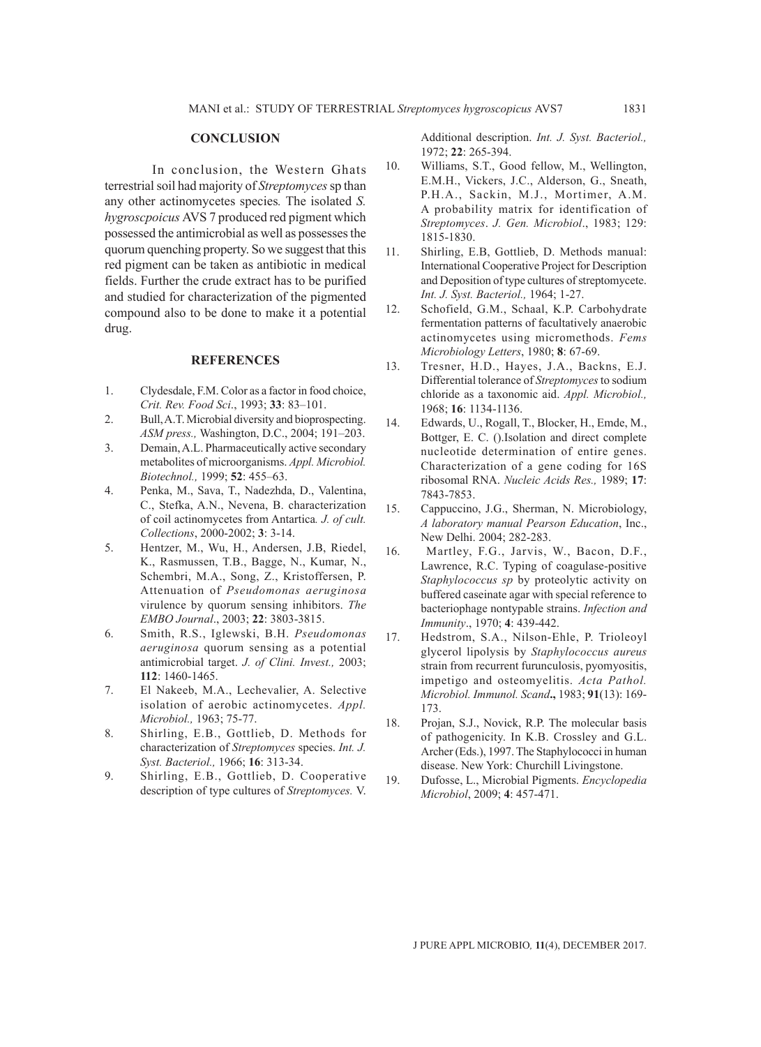## CONCLUSION

In conclusion, the Western Ghats terrestrial soil had majority of *Streptomyces* sp than any other actinomycetes species*.* The isolated *S. hygroscpoicus* AVS 7 produced red pigment which possessed the antimicrobial as well as possesses the quorum quenching property. So we suggest that this red pigment can be taken as antibiotic in medical fields. Further the crude extract has to be purified and studied for characterization of the pigmented compound also to be done to make it a potential drug.

## REFERENCES

1. Clydesdale, F.M. Color as a factor in food choice, *Crit. Rev. Food Sci*., 1993; **33**: 83–101.
2. Bull, A.T. Microbial diversity and bioprospecting. *ASM press.,* Washington, D.C., 2004; 191–203.
3. Demain, A.L. Pharmaceutically active secondary metabolites of microorganisms. *Appl. Microbiol. Biotechnol.,* 1999; **52**: 455–63.
4. Penka, M., Sava, T., Nadezhda, D., Valentina, C., Stefka, A.N., Nevena, B. characterization of coil actinomycetes from Antartica*. J. of cult. Collections*, 2000-2002; **3**: 3-14.
5. Hentzer, M., Wu, H., Andersen, J.B, Riedel, K., Rasmussen, T.B., Bagge, N., Kumar, N., Schembri, M.A., Song, Z., Kristoffersen, P. Attenuation of *Pseudomonas aeruginosa* virulence by quorum sensing inhibitors. *The EMBO Journal*., 2003; **22**: 3803-3815.
6. Smith, R.S., Iglewski, B.H. *Pseudomonas aeruginosa* quorum sensing as a potential antimicrobial target. *J. of Clini. Invest.,* 2003; **112**: 1460-1465.
7. El Nakeeb, M.A., Lechevalier, A. Selective isolation of aerobic actinomycetes. *Appl. Microbiol.,* 1963; 75-77.
8. Shirling, E.B., Gottlieb, D. Methods for characterization of *Streptomyces* species. *Int. J. Syst. Bacteriol.,* 1966; **16**: 313-34.
9. Shirling, E.B., Gottlieb, D. Cooperative description of type cultures of *Streptomyces.* V. Additional description. *Int. J. Syst. Bacteriol.,* 1972; **22**: 265-394.
10. Williams, S.T., Good fellow, M., Wellington, E.M.H., Vickers, J.C., Alderson, G., Sneath, P.H.A., Sackin, M.J., Mortimer, A.M. A probability matrix for identification of *Streptomyces*. *J. Gen. Microbiol*., 1983; 129: 1815-1830.
11. Shirling, E.B, Gottlieb, D. Methods manual: International Cooperative Project for Description and Deposition of type cultures of streptomycete. *Int. J. Syst. Bacteriol.,* 1964; 1-27.
12. Schofield, G.M., Schaal, K.P. Carbohydrate fermentation patterns of facultatively anaerobic actinomycetes using micromethods. *Fems Microbiology Letters*, 1980; **8**: 67-69.
13. Tresner, H.D., Hayes, J.A., Backns, E.J. Differential tolerance of *Streptomyces* to sodium chloride as a taxonomic aid. *Appl. Microbiol.,* 1968; **16**: 1134-1136.
14. Edwards, U., Rogall, T., Blocker, H., Emde, M., Bottger, E. C. ().Isolation and direct complete nucleotide determination of entire genes. Characterization of a gene coding for 16S ribosomal RNA. *Nucleic Acids Res.,* 1989; **17**: 7843-7853.
15. Cappuccino, J.G., Sherman, N. Microbiology, *A laboratory manual Pearson Education*, Inc., New Delhi. 2004; 282-283.
16. Martley, F.G., Jarvis, W., Bacon, D.F., Lawrence, R.C. Typing of coagulase-positive *Staphylococcus sp* by proteolytic activity on buffered caseinate agar with special reference to bacteriophage nontypable strains. *Infection and Immunity*., 1970; **4**: 439-442.
17. Hedstrom, S.A., Nilson-Ehle, P. Trioleoyl glycerol lipolysis by *Staphylococcus aureus* strain from recurrent furunculosis, pyomyositis, impetigo and osteomyelitis. *Acta Pathol. Microbiol. Immunol. Scand***.,** 1983; **91**(13): 169-173.
18. Projan, S.J., Novick, R.P. The molecular basis of pathogenicity. In K.B. Crossley and G.L. Archer (Eds.), 1997. The Staphylococci in human disease. New York: Churchill Livingstone.
19. Dufosse, L., Microbial Pigments. *Encyclopedia Microbiol*, 2009; **4**: 457-471.